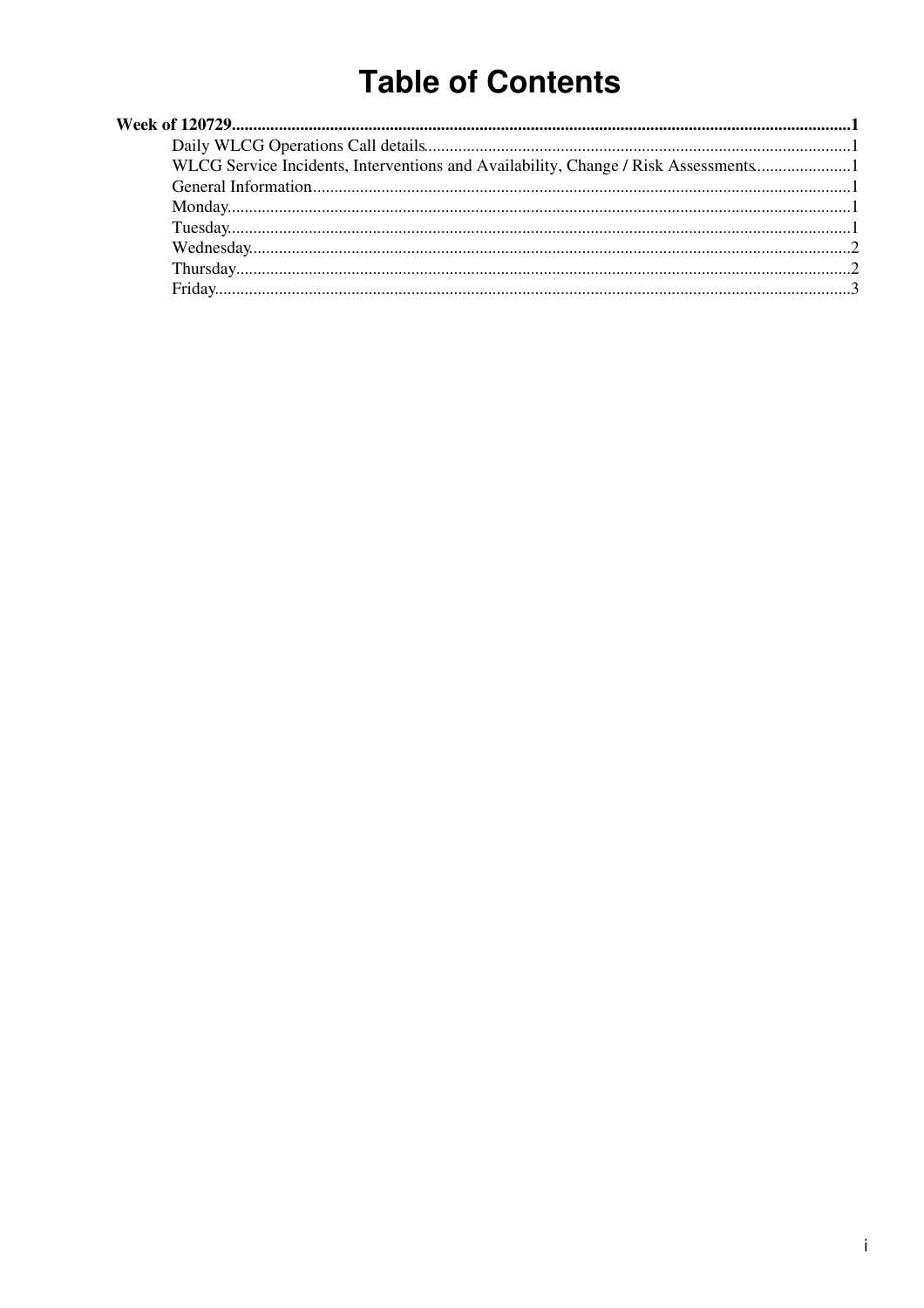# Table of Contents

**Week of 120729** ........................................................................................................................................ **1**

- Daily WLCG Operations Call details ........................................................................................................ 1
- WLCG Service Incidents, Interventions and Availability, Change / Risk Assessments ........................ 1
- General Information ........................................................................................................................... 1
- Monday ............................................................................................................................................... 1
- Tuesday .............................................................................................................................................. 1
- Wednesday ......................................................................................................................................... 2
- Thursday ............................................................................................................................................ 2
- Friday ................................................................................................................................................. 3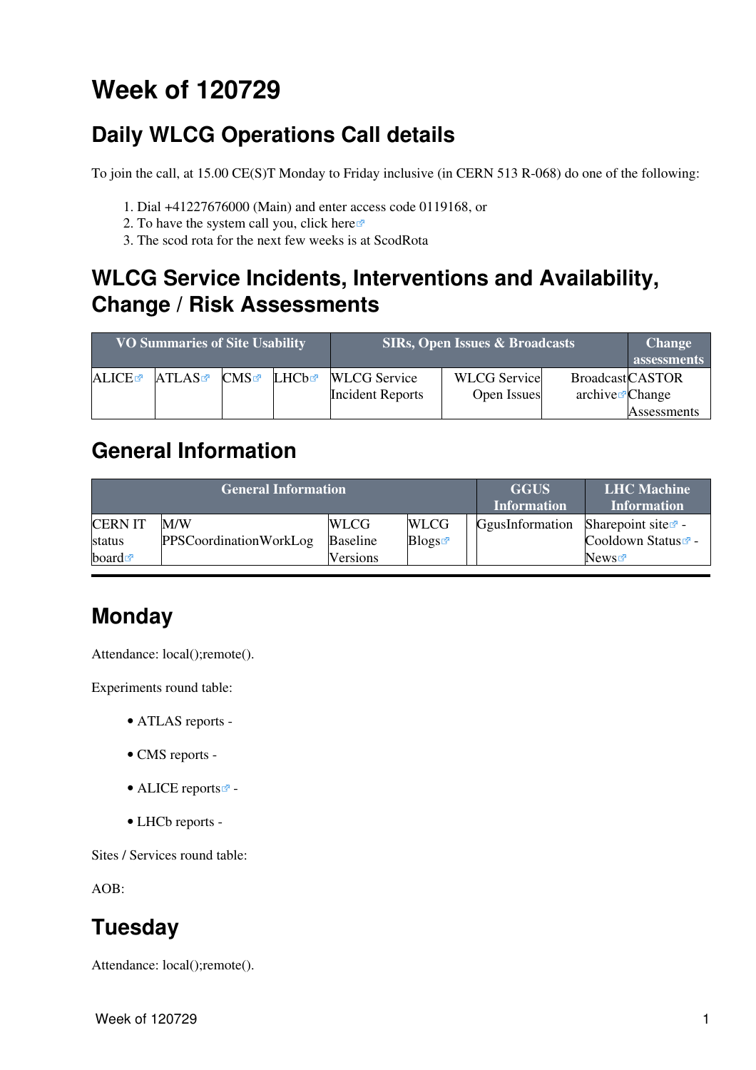# Week of 120729

## Daily WLCG Operations Call details

To join the call, at 15.00 CE(S)T Monday to Friday inclusive (in CERN 513 R-068) do one of the following:

1. Dial +41227676000 (Main) and enter access code 0119168, or
2. To have the system call you, click here
3. The scod rota for the next few weeks is at ScodRota

## WLCG Service Incidents, Interventions and Availability, Change / Risk Assessments

| VO Summaries of Site Usability | | | | SIRs, Open Issues & Broadcasts | | | Change assessments |
|---|---|---|---|---|---|---|---|
| ALICE | ATLAS | CMS | LHCb | WLCG Service Incident Reports | WLCG Service Open Issues | Broadcast archive | CASTOR Change Assessments |

## General Information

| General Information | | | | | GGUS Information | LHC Machine Information |
|---|---|---|---|---|---|---|
| CERN IT status board | M/W PPSCoordinationWorkLog | WLCG Baseline Versions | WLCG Blogs | | GgusInformation | Sharepoint site - Cooldown Status - News |

---

## Monday

Attendance: local();remote().

Experiments round table:

- ATLAS reports -
- CMS reports -
- ALICE reports -
- LHCb reports -

Sites / Services round table:

AOB:

## Tuesday

Attendance: local();remote().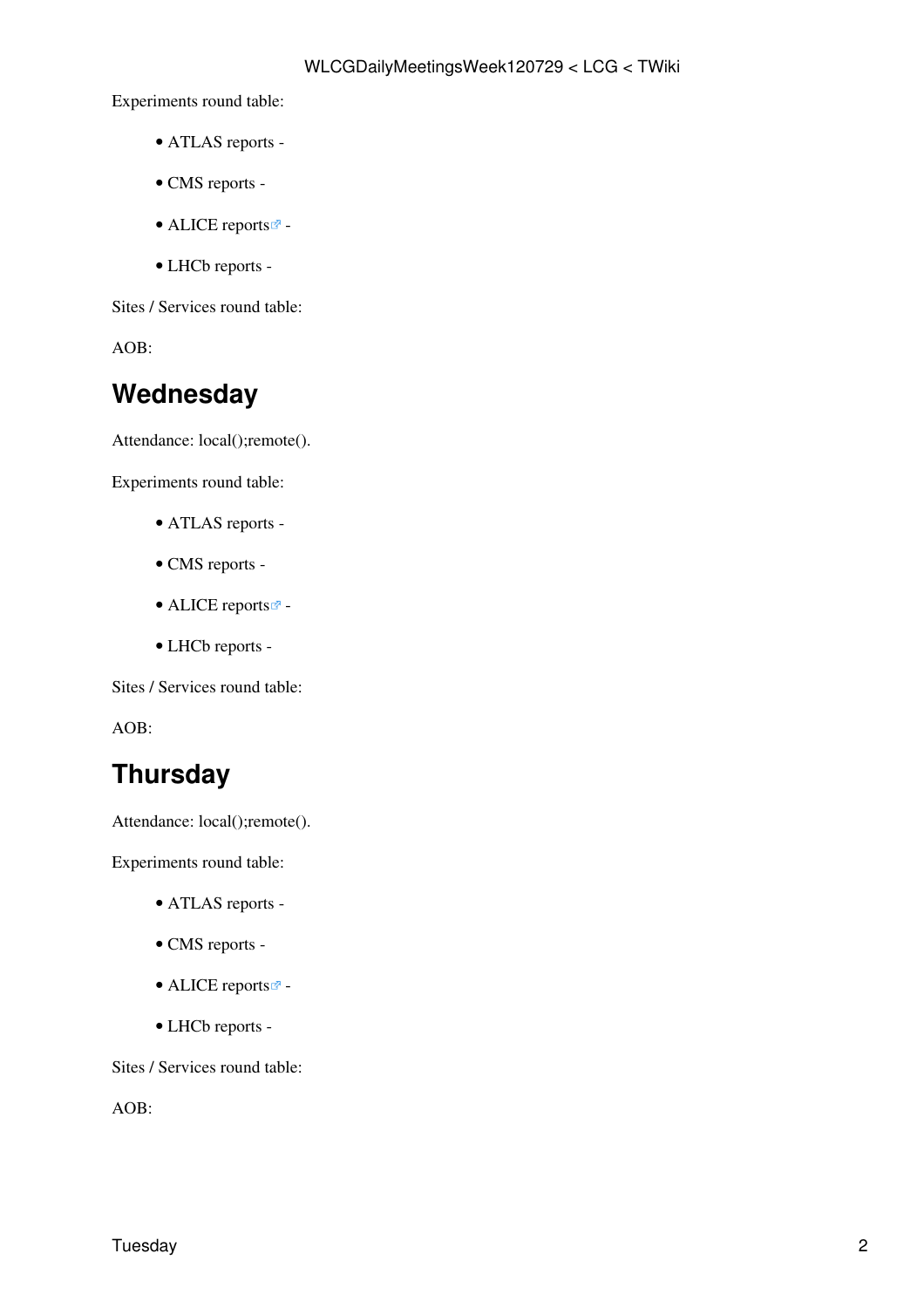Experiments round table:

- ATLAS reports -
- CMS reports -
- ALICE reports -
- LHCb reports -

Sites / Services round table:

AOB:

## Wednesday

Attendance: local();remote().

Experiments round table:

- ATLAS reports -
- CMS reports -
- ALICE reports -
- LHCb reports -

Sites / Services round table:

AOB:

## Thursday

Attendance: local();remote().

Experiments round table:

- ATLAS reports -
- CMS reports -
- ALICE reports -
- LHCb reports -

Sites / Services round table:

AOB: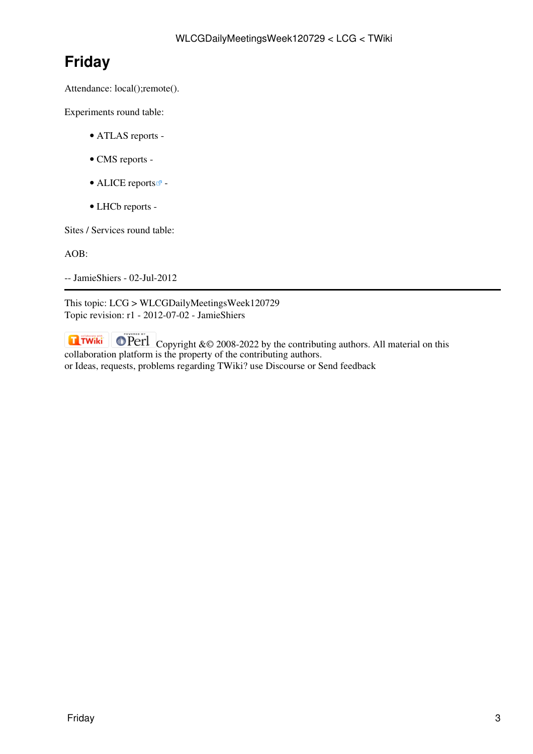## Friday

Attendance: local();remote().

Experiments round table:

- ATLAS reports -
- CMS reports -
- ALICE reports -
- LHCb reports -

Sites / Services round table:

AOB:

-- JamieShiers - 02-Jul-2012

---

This topic: LCG > WLCGDailyMeetingsWeek120729
Topic revision: r1 - 2012-07-02 - JamieShiers

Copyright &© 2008-2022 by the contributing authors. All material on this collaboration platform is the property of the contributing authors.
or Ideas, requests, problems regarding TWiki? use Discourse or Send feedback